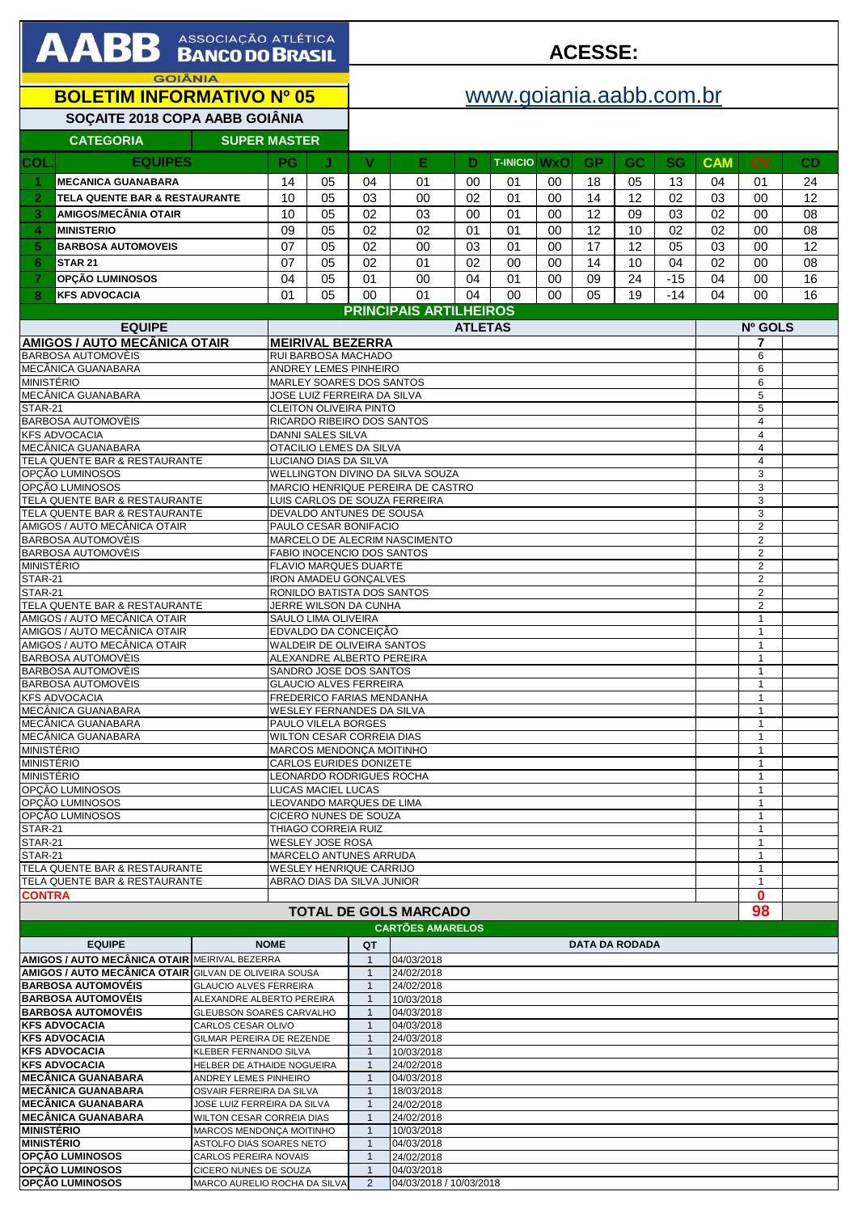# AABB ASSOCIAÇÃO ATLÉTICA BANCO DO BRASIL

GOIÂNIA

## BOLETIM INFORMATIVO Nº 05

**ACESSE:** www.goiania.aabb.com.br

### SOÇAITE 2018 COPA AABB GOIÂNIA

**CATEGORIA:** SUPER MASTER

| COL. | EQUIPES | PG | J | V | E | D | T-INICIO | WxO | GP | GC | SG | CAM | CV | CD |
|---|---|---|---|---|---|---|---|---|---|---|---|---|---|---|
| 1 | MECANICA GUANABARA | 14 | 05 | 04 | 01 | 00 | 01 | 00 | 18 | 05 | 13 | 04 | 01 | 24 |
| 2 | TELA QUENTE BAR & RESTAURANTE | 10 | 05 | 03 | 00 | 02 | 01 | 00 | 14 | 12 | 02 | 03 | 00 | 12 |
| 3 | AMIGOS/MECÂNIA OTAIR | 10 | 05 | 02 | 03 | 00 | 01 | 00 | 12 | 09 | 03 | 02 | 00 | 08 |
| 4 | MINISTERIO | 09 | 05 | 02 | 02 | 01 | 01 | 00 | 12 | 10 | 02 | 02 | 00 | 08 |
| 5 | BARBOSA AUTOMOVEIS | 07 | 05 | 02 | 00 | 03 | 01 | 00 | 17 | 12 | 05 | 03 | 00 | 12 |
| 6 | STAR 21 | 07 | 05 | 02 | 01 | 02 | 00 | 00 | 14 | 10 | 04 | 02 | 00 | 08 |
| 7 | OPÇÃO LUMINOSOS | 04 | 05 | 01 | 00 | 04 | 01 | 00 | 09 | 24 | -15 | 04 | 00 | 16 |
| 8 | KFS ADVOCACIA | 01 | 05 | 00 | 01 | 04 | 00 | 00 | 05 | 19 | -14 | 04 | 00 | 16 |

### PRINCIPAIS ARTILHEIROS

| EQUIPE | ATLETAS | Nº GOLS |
|---|---|---|
| AMIGOS / AUTO MECÂNICA OTAIR | MEIRIVAL BEZERRA | 7 |
| BARBOSA AUTOMOVÈIS | RUI BARBOSA MACHADO | 6 |
| MECÂNICA GUANABARA | ANDREY LEMES PINHEIRO | 6 |
| MINISTÉRIO | MARLEY SOARES DOS SANTOS | 6 |
| MECÂNICA GUANABARA | JOSE LUIZ FERREIRA DA SILVA | 5 |
| STAR-21 | CLEITON OLIVEIRA PINTO | 5 |
| BARBOSA AUTOMOVÈIS | RICARDO RIBEIRO DOS SANTOS | 4 |
| KFS ADVOCACIA | DANNI SALES SILVA | 4 |
| MECÂNICA GUANABARA | OTACILIO LEMES DA SILVA | 4 |
| TELA QUENTE BAR & RESTAURANTE | LUCIANO DIAS DA SILVA | 4 |
| OPÇÃO LUMINOSOS | WELLINGTON DIVINO DA SILVA SOUZA | 3 |
| OPÇÃO LUMINOSOS | MARCIO HENRIQUE PEREIRA DE CASTRO | 3 |
| TELA QUENTE BAR & RESTAURANTE | LUIS CARLOS DE SOUZA FERREIRA | 3 |
| TELA QUENTE BAR & RESTAURANTE | DEVALDO ANTUNES DE SOUSA | 3 |
| AMIGOS / AUTO MECÂNICA OTAIR | PAULO CESAR BONIFACIO | 2 |
| BARBOSA AUTOMOVÈIS | MARCELO DE ALECRIM NASCIMENTO | 2 |
| BARBOSA AUTOMOVÈIS | FABIO INOCENCIO DOS SANTOS | 2 |
| MINISTÉRIO | FLAVIO MARQUES DUARTE | 2 |
| STAR-21 | IRON AMADEU GONÇALVES | 2 |
| STAR-21 | RONILDO BATISTA DOS SANTOS | 2 |
| TELA QUENTE BAR & RESTAURANTE | JERRE WILSON DA CUNHA | 2 |
| AMIGOS / AUTO MECÂNICA OTAIR | SAULO LIMA OLIVEIRA | 1 |
| AMIGOS / AUTO MECÂNICA OTAIR | EDVALDO DA CONCEIÇÃO | 1 |
| AMIGOS / AUTO MECÂNICA OTAIR | WALDEIR DE OLIVEIRA SANTOS | 1 |
| BARBOSA AUTOMOVÈIS | ALEXANDRE ALBERTO PEREIRA | 1 |
| BARBOSA AUTOMOVÈIS | SANDRO JOSE DOS SANTOS | 1 |
| BARBOSA AUTOMOVÈIS | GLAUCIO ALVES FERREIRA | 1 |
| KFS ADVOCACIA | FREDERICO FARIAS MENDANHA | 1 |
| MECÂNICA GUANABARA | WESLEY FERNANDES DA SILVA | 1 |
| MECÂNICA GUANABARA | PAULO VILELA BORGES | 1 |
| MECÂNICA GUANABARA | WILTON CESAR CORREIA DIAS | 1 |
| MINISTÉRIO | MARCOS MENDONÇA MOITINHO | 1 |
| MINISTÉRIO | CARLOS EURIDES DONIZETE | 1 |
| MINISTÉRIO | LEONARDO RODRIGUES ROCHA | 1 |
| OPÇÃO LUMINOSOS | LUCAS MACIEL LUCAS | 1 |
| OPÇÃO LUMINOSOS | LEOVANDO MARQUES DE LIMA | 1 |
| OPÇÃO LUMINOSOS | CICERO NUNES DE SOUZA | 1 |
| STAR-21 | THIAGO CORREIA RUIZ | 1 |
| STAR-21 | WESLEY JOSE ROSA | 1 |
| STAR-21 | MARCELO ANTUNES ARRUDA | 1 |
| TELA QUENTE BAR & RESTAURANTE | WESLEY HENRIQUE CARRIJO | 1 |
| TELA QUENTE BAR & RESTAURANTE | ABRAO DIAS DA SILVA JUNIOR | 1 |
| **CONTRA** | | **0** |
| | **TOTAL DE GOLS MARCADO** | **98** |

### CARTÕES AMARELOS

| EQUIPE | NOME | QT | DATA DA RODADA |
|---|---|---|---|
| AMIGOS / AUTO MECÂNICA OTAIR | MEIRIVAL BEZERRA | 1 | 04/03/2018 |
| AMIGOS / AUTO MECÂNICA OTAIR | GILVAN DE OLIVEIRA SOUSA | 1 | 24/02/2018 |
| BARBOSA AUTOMOVÉIS | GLAUCIO ALVES FERREIRA | 1 | 24/02/2018 |
| BARBOSA AUTOMOVÉIS | ALEXANDRE ALBERTO PEREIRA | 1 | 10/03/2018 |
| BARBOSA AUTOMOVÉIS | GLEUBSON SOARES CARVALHO | 1 | 04/03/2018 |
| KFS ADVOCACIA | CARLOS CESAR OLIVO | 1 | 04/03/2018 |
| KFS ADVOCACIA | GILMAR PEREIRA DE REZENDE | 1 | 24/03/2018 |
| KFS ADVOCACIA | KLEBER FERNANDO SILVA | 1 | 10/03/2018 |
| KFS ADVOCACIA | HELBER DE ATHAIDE NOGUEIRA | 1 | 24/02/2018 |
| MECÂNICA GUANABARA | ANDREY LEMES PINHEIRO | 1 | 04/03/2018 |
| MECÂNICA GUANABARA | OSVAIR FERREIRA DA SILVA | 1 | 18/03/2018 |
| MECÂNICA GUANABARA | JOSE LUIZ FERREIRA DA SILVA | 1 | 24/02/2018 |
| MECÂNICA GUANABARA | WILTON CESAR CORREIA DIAS | 1 | 24/02/2018 |
| MINISTÉRIO | MARCOS MENDONÇA MOITINHO | 1 | 10/03/2018 |
| MINISTÉRIO | ASTOLFO DIAS SOARES NETO | 1 | 04/03/2018 |
| OPÇÃO LUMINOSOS | CARLOS PEREIRA NOVAIS | 1 | 24/02/2018 |
| OPÇÃO LUMINOSOS | CICERO NUNES DE SOUZA | 1 | 04/03/2018 |
| OPÇÃO LUMINOSOS | MARCO AURELIO ROCHA DA SILVA | 2 | 04/03/2018 / 10/03/2018 |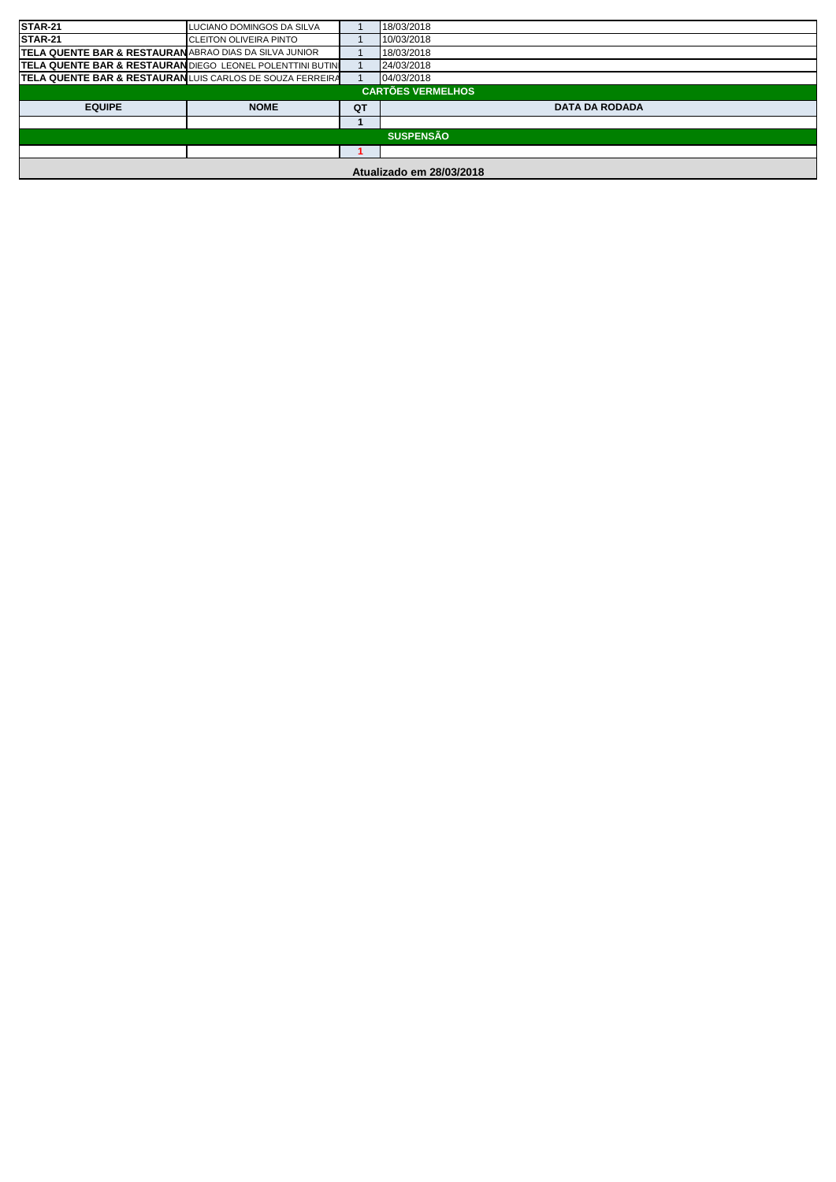| | | | |
|---|---|---|---|
| **STAR-21** | LUCIANO DOMINGOS DA SILVA | 1 | 18/03/2018 |
| **STAR-21** | CLEITON OLIVEIRA PINTO | 1 | 10/03/2018 |
| **TELA QUENTE BAR & RESTAURAN** | ABRAO DIAS DA SILVA JUNIOR | 1 | 18/03/2018 |
| **TELA QUENTE BAR & RESTAURAN** | DIEGO LEONEL POLENTTINI BUTIN | 1 | 24/03/2018 |
| **TELA QUENTE BAR & RESTAURAN** | LUIS CARLOS DE SOUZA FERREIRA | 1 | 04/03/2018 |

**CARTÕES VERMELHOS**

| EQUIPE | NOME | QT | DATA DA RODADA |
|---|---|---|---|
| | | 1 | |

**SUSPENSÃO**

| | | | |
|---|---|---|---|
| | | 1 | |

**Atualizado em 28/03/2018**